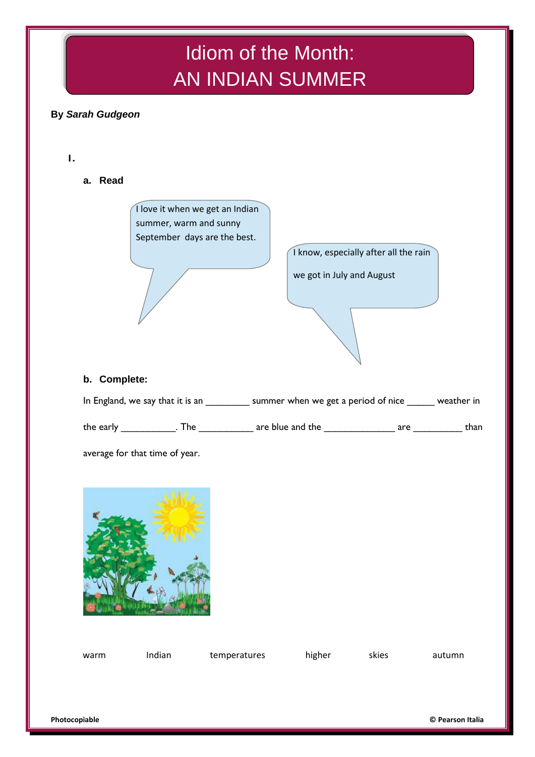# Idiom of the Month: AN INDIAN SUMMER

**By *Sarah Gudgeon***

**I.**

**a. Read**

I love it when we get an Indian summer, warm and sunny September days are the best.

I know, especially after all the rain we got in July and August

**b. Complete:**

In England, we say that it is an ________ summer when we get a period of nice _____ weather in the early __________. The __________ are blue and the _____________ are _________ than average for that time of year.

warm Indian temperatures higher skies autumn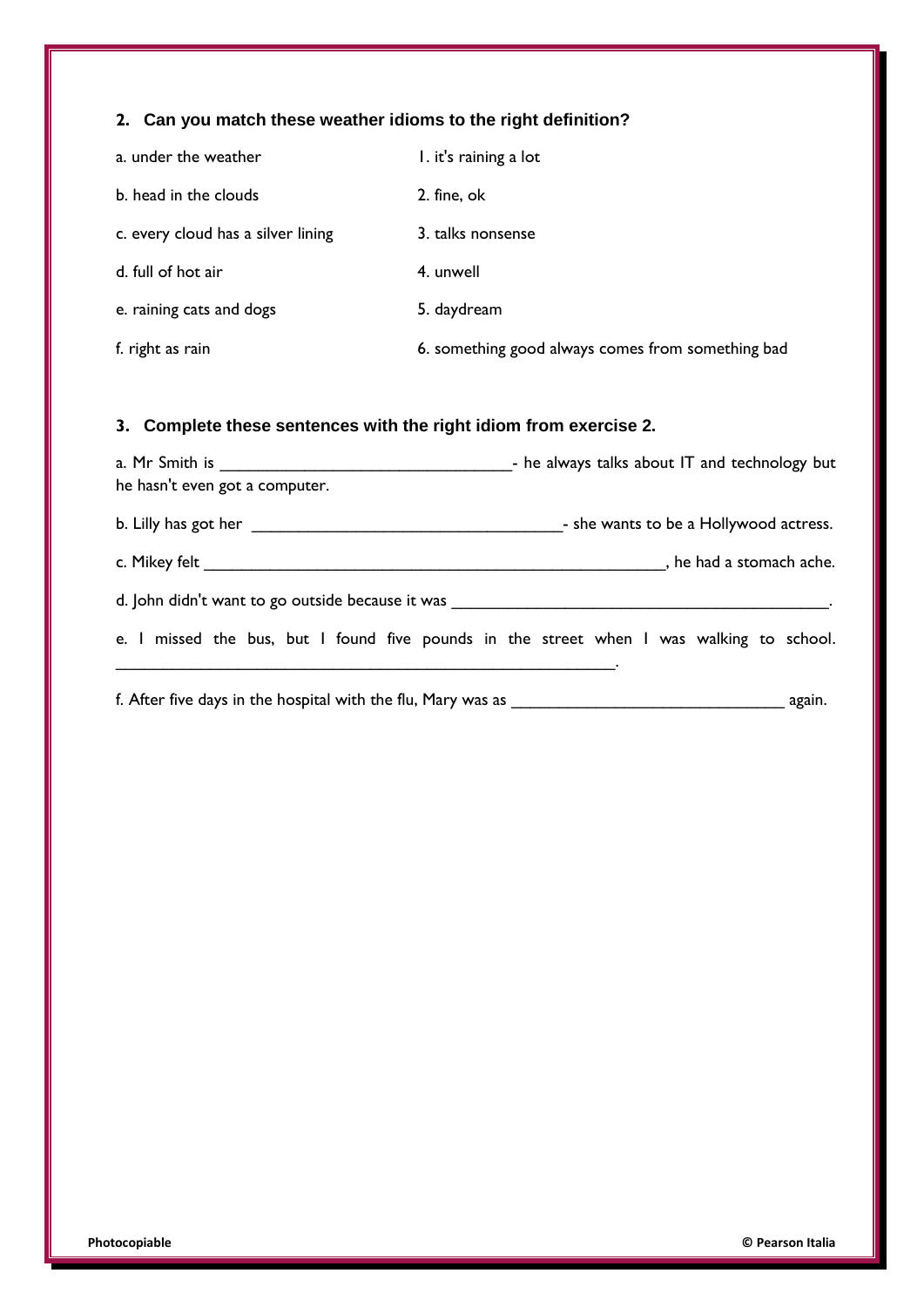## 2. Can you match these weather idioms to the right definition?

| | |
|---|---|
| a. under the weather | 1. it's raining a lot |
| b. head in the clouds | 2. fine, ok |
| c. every cloud has a silver lining | 3. talks nonsense |
| d. full of hot air | 4. unwell |
| e. raining cats and dogs | 5. daydream |
| f. right as rain | 6. something good always comes from something bad |

## 3. Complete these sentences with the right idiom from exercise 2.

a. Mr Smith is ________________________________- he always talks about IT and technology but he hasn't even got a computer.

b. Lilly has got her __________________________________- she wants to be a Hollywood actress.

c. Mikey felt ___________________________________________________, he had a stomach ache.

d. John didn't want to go outside because it was _________________________________________.

e. I missed the bus, but I found five pounds in the street when I was walking to school. _______________________________________________________.

f. After five days in the hospital with the flu, Mary was as ______________________________ again.

**Photocopiable** **© Pearson Italia**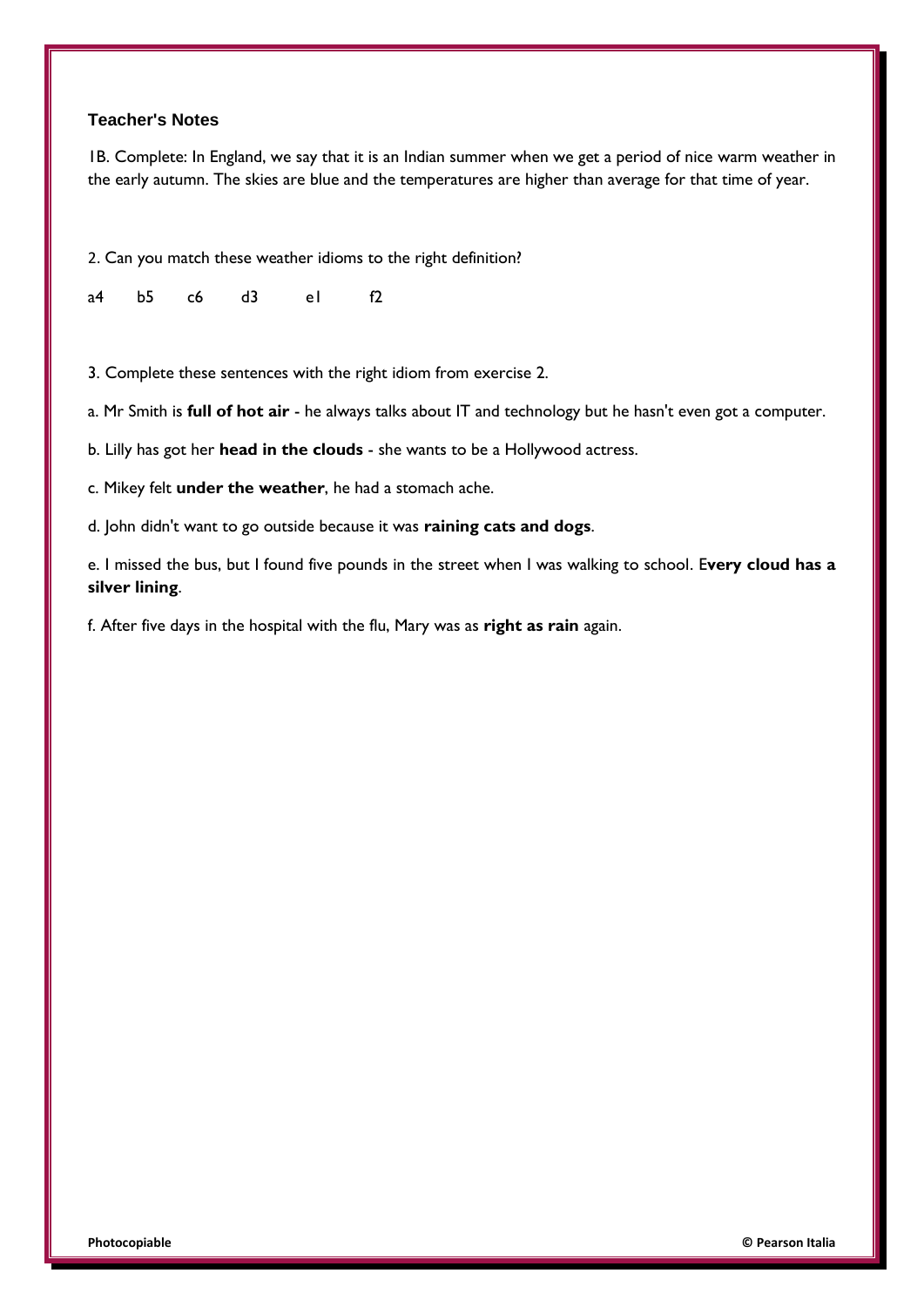### Teacher's Notes

1B. Complete: In England, we say that it is an Indian summer when we get a period of nice warm weather in the early autumn. The skies are blue and the temperatures are higher than average for that time of year.

2. Can you match these weather idioms to the right definition?

a4 b5 c6 d3 e1 f2

3. Complete these sentences with the right idiom from exercise 2.

a. Mr Smith is **full of hot air** - he always talks about IT and technology but he hasn't even got a computer.

b. Lilly has got her **head in the clouds** - she wants to be a Hollywood actress.

c. Mikey felt **under the weather**, he had a stomach ache.

d. John didn't want to go outside because it was **raining cats and dogs**.

e. I missed the bus, but I found five pounds in the street when I was walking to school. E**very cloud has a silver lining**.

f. After five days in the hospital with the flu, Mary was as **right as rain** again.

**Photocopiable** **© Pearson Italia**